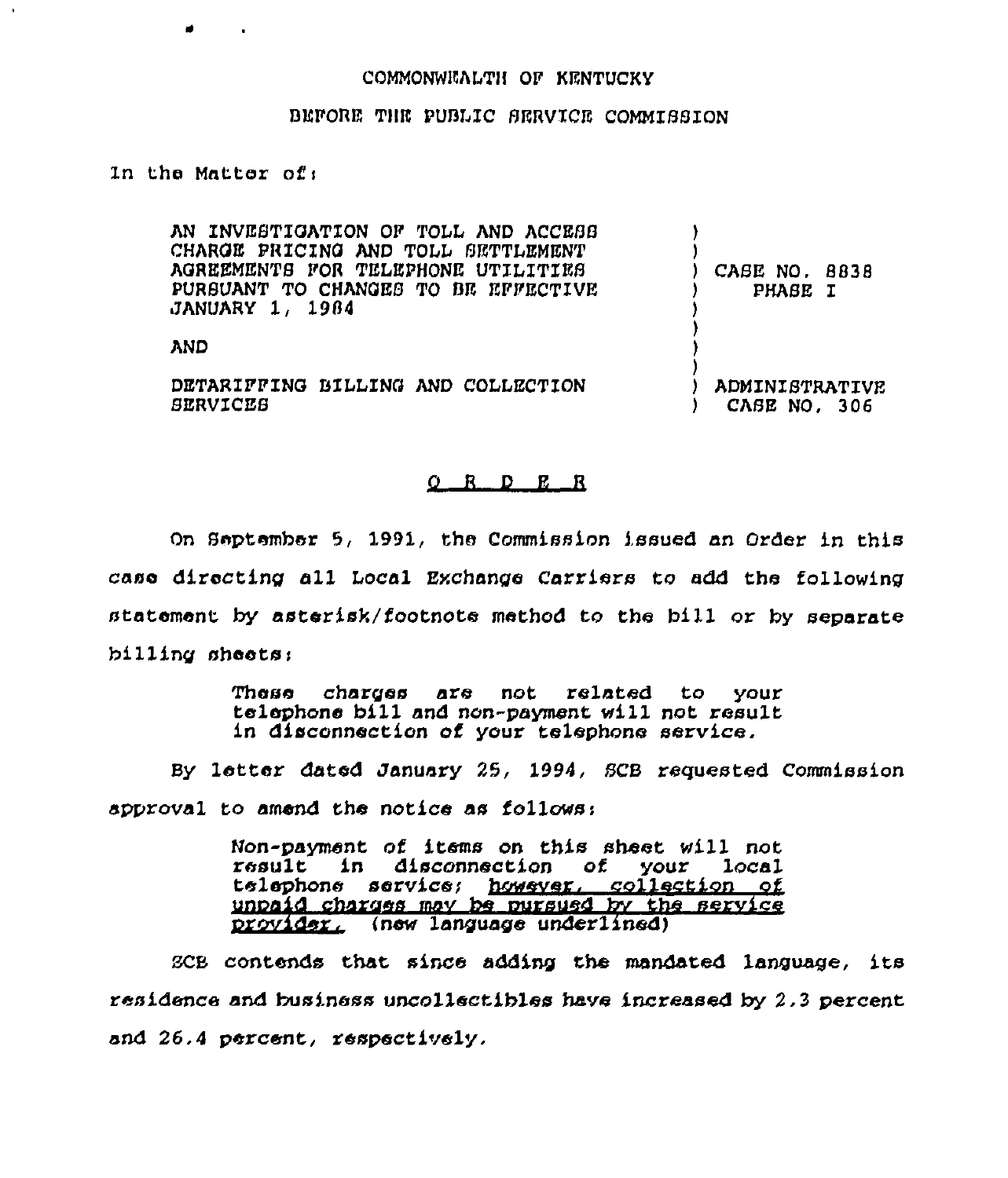COMMONWEALTH OF KENTUCKY

BEFORE THE PUBLIC SERVICE COMMISSION

In the Matter of:

| | |
|---|---|
| AN INVESTIGATION OF TOLL AND ACCESS CHARGE PRICING AND TOLL SETTLEMENT AGREEMENTS FOR TELEPHONE UTILITIES PURSUANT TO CHANGES TO BE EFFECTIVE JANUARY 1, 1984 | ) CASE NO. 8838 PHASE I |
| AND | |
| DETARIFFING BILLING AND COLLECTION SERVICES | ) ADMINISTRATIVE CASE NO. 306 |

O R D E R

On September 5, 1991, the Commission issued an Order in this case directing all Local Exchange Carriers to add the following statement by asterisk/footnote method to the bill or by separate billing sheets:

> These charges are not related to your telephone bill and non-payment will not result in disconnection of your telephone service.

By letter dated January 25, 1994, SCB requested Commission approval to amend the notice as follows:

> Non-payment of items on this sheet will not result in disconnection of your local telephone service; <u>however, collection of unpaid charges may be pursued by the service provider.</u> (new language underlined)

SCB contends that since adding the mandated language, its residence and business uncollectibles have increased by 2.3 percent and 26.4 percent, respectively.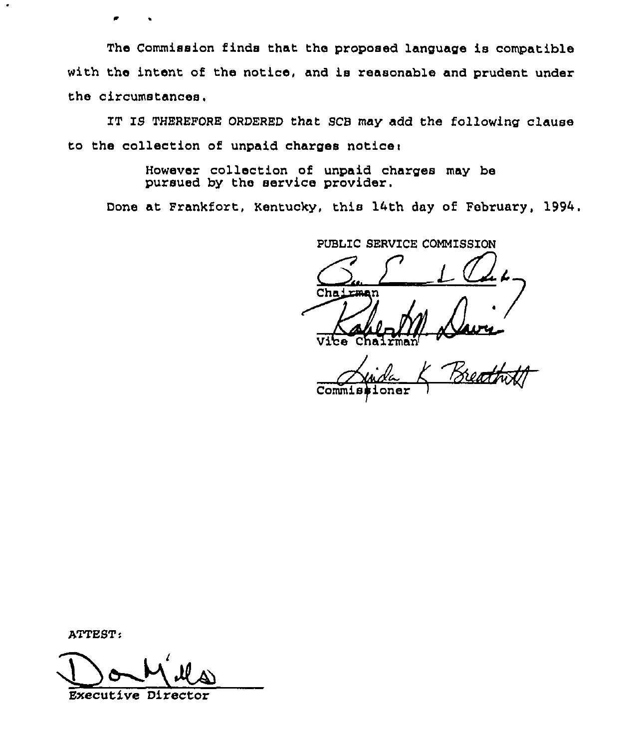The Commission finds that the proposed language is compatible with the intent of the notice, and is reasonable and prudent under the circumstances.

IT IS THEREFORE ORDERED that SCB may add the following clause to the collection of unpaid charges notice:

> However collection of unpaid charges may be pursued by the service provider.

Done at Frankfort, Kentucky, this 14th day of February, 1994.

PUBLIC SERVICE COMMISSION

Chairman

Vice Chairman

Commissioner

ATTEST:

Executive Director